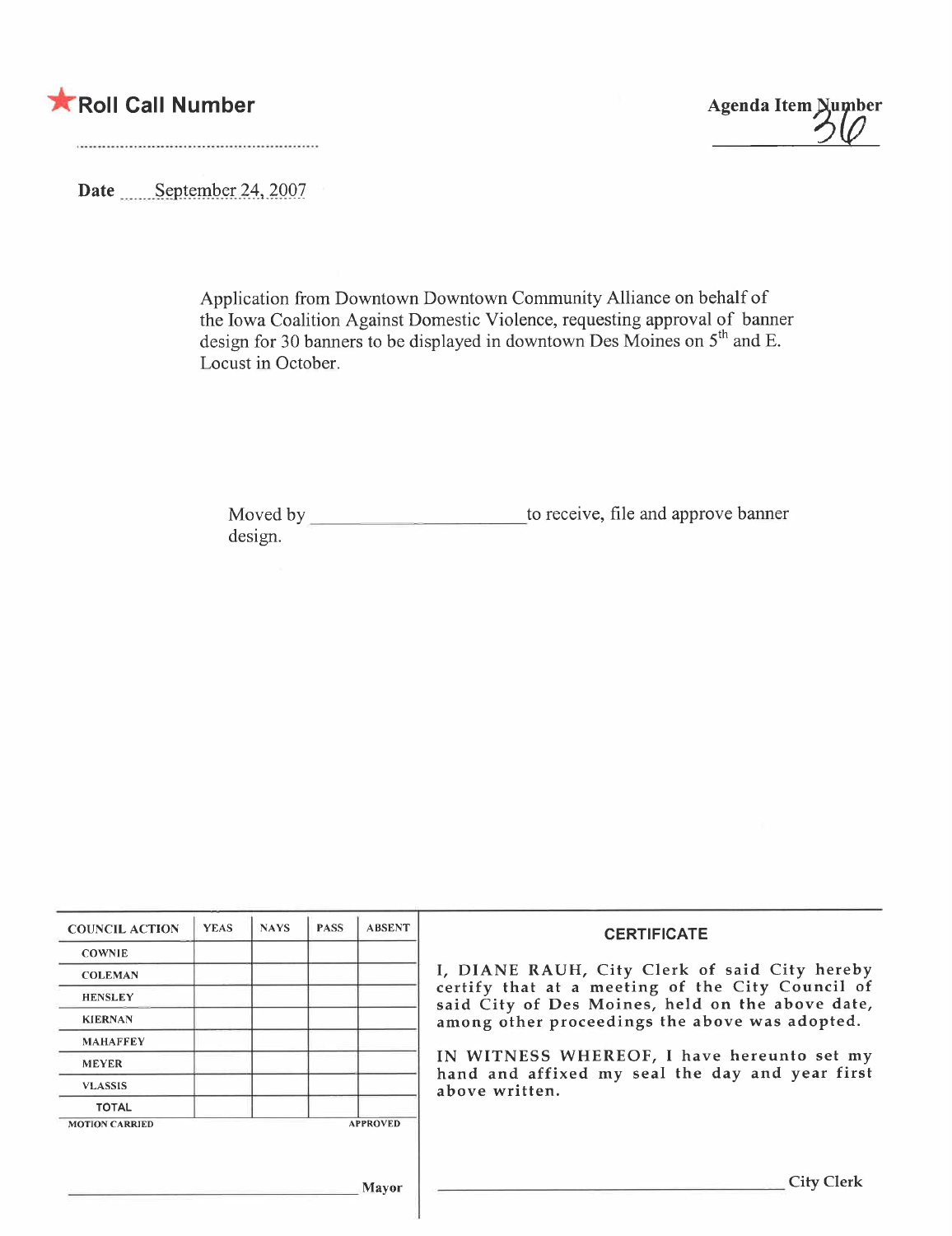★Roll Call Number

Agenda Item Number 36

Date September 24, 2007

Application from Downtown Downtown Community Alliance on behalf of the Iowa Coalition Against Domestic Violence, requesting approval of banner design for 30 banners to be displayed in downtown Des Moines on $5^{th}$ and E. Locust in October.

Moved by \_\_\_\_\_\_\_\_\_\_\_\_\_\_\_\_\_\_\_\_\_\_ to receive, file and approve banner design.

| COUNCIL ACTION | YEAS | NAYS | PASS | ABSENT |
|---|---|---|---|---|
| COWNIE | | | | |
| COLEMAN | | | | |
| HENSLEY | | | | |
| KIERNAN | | | | |
| MAHAFFEY | | | | |
| MEYER | | | | |
| VLASSIS | | | | |
| TOTAL | | | | |

MOTION CARRIED APPROVED

\_\_\_\_\_\_\_\_\_\_\_\_\_\_\_\_\_\_\_\_\_\_\_\_ Mayor

**CERTIFICATE**

I, DIANE RAUH, City Clerk of said City hereby certify that at a meeting of the City Council of said City of Des Moines, held on the above date, among other proceedings the above was adopted.

IN WITNESS WHEREOF, I have hereunto set my hand and affixed my seal the day and year first above written.

\_\_\_\_\_\_\_\_\_\_\_\_\_\_\_\_\_\_\_\_\_\_\_\_ City Clerk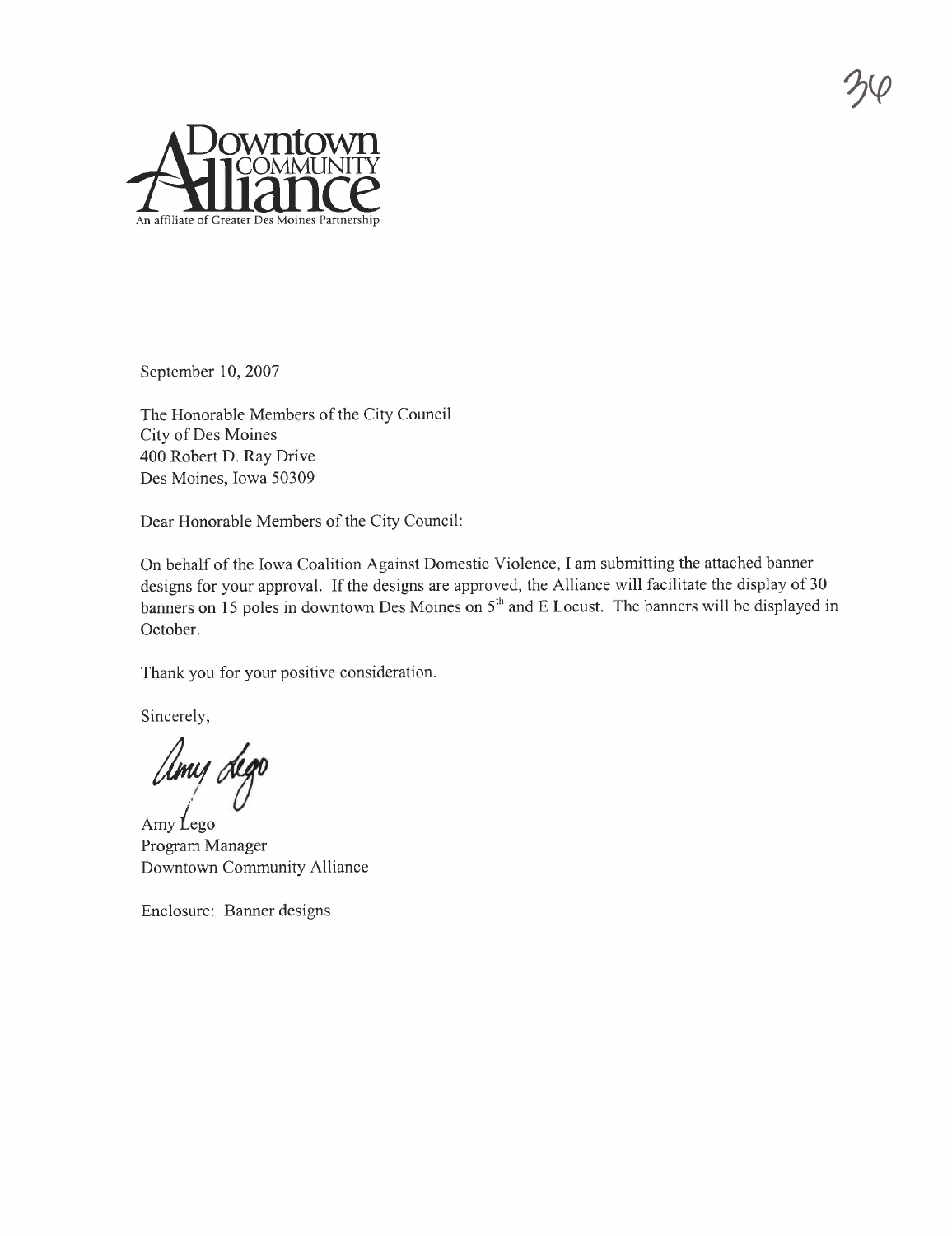Downtown COMMUNITY Alliance

An affiliate of Greater Des Moines Partnership

September 10, 2007

The Honorable Members of the City Council
City of Des Moines
400 Robert D. Ray Drive
Des Moines, Iowa 50309

Dear Honorable Members of the City Council:

On behalf of the Iowa Coalition Against Domestic Violence, I am submitting the attached banner designs for your approval. If the designs are approved, the Alliance will facilitate the display of 30 banners on 15 poles in downtown Des Moines on 5th and E Locust. The banners will be displayed in October.

Thank you for your positive consideration.

Sincerely,

Amy Lego

Amy Lego
Program Manager
Downtown Community Alliance

Enclosure: Banner designs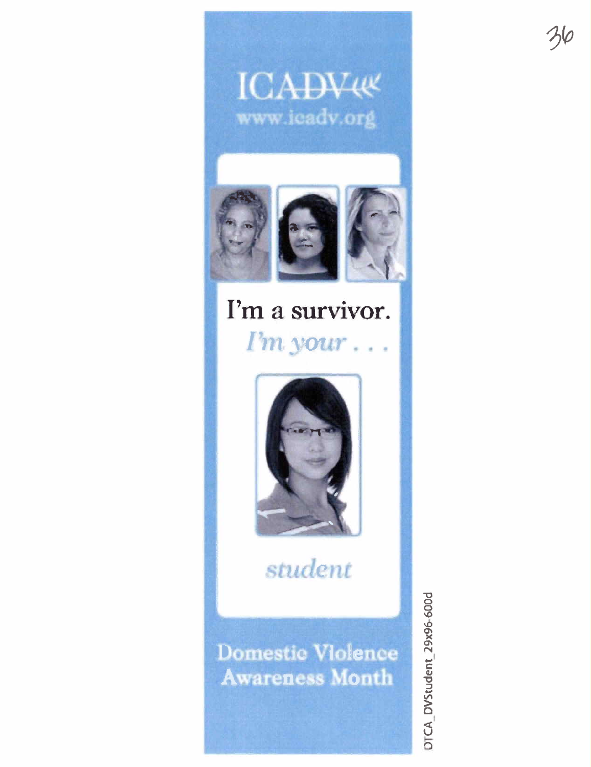ICADV

www.icadv.org

I'm a survivor.

*I'm your . . .*

*student*

Domestic Violence Awareness Month

DTCA_DVStudent_29x96-600d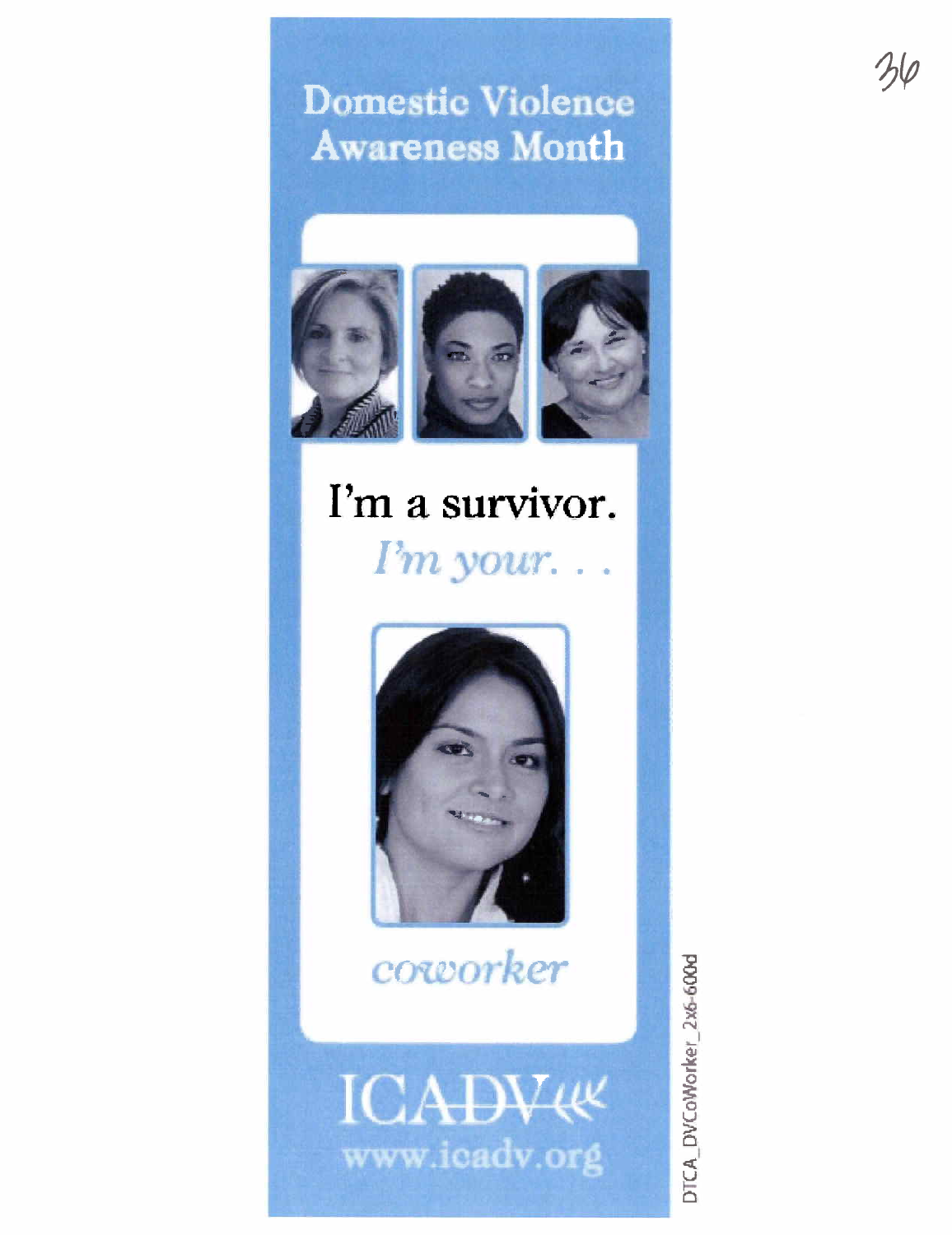# Domestic Violence Awareness Month

**I'm a survivor.**

*I'm your. . .*

*coworker*

ICADV

www.icadv.org

DTCA_DVCoWorker_2x6-600d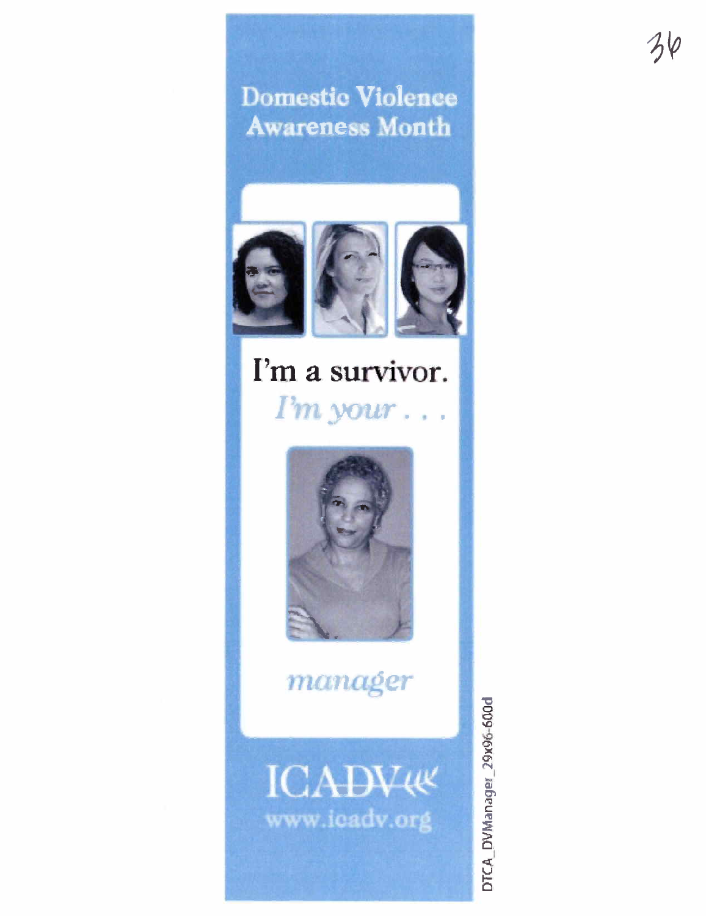# Domestic Violence Awareness Month

I'm a survivor.

*I'm your . . .*

*manager*

ICADV

www.icadv.org

DTCA_DVManager_29x96-600d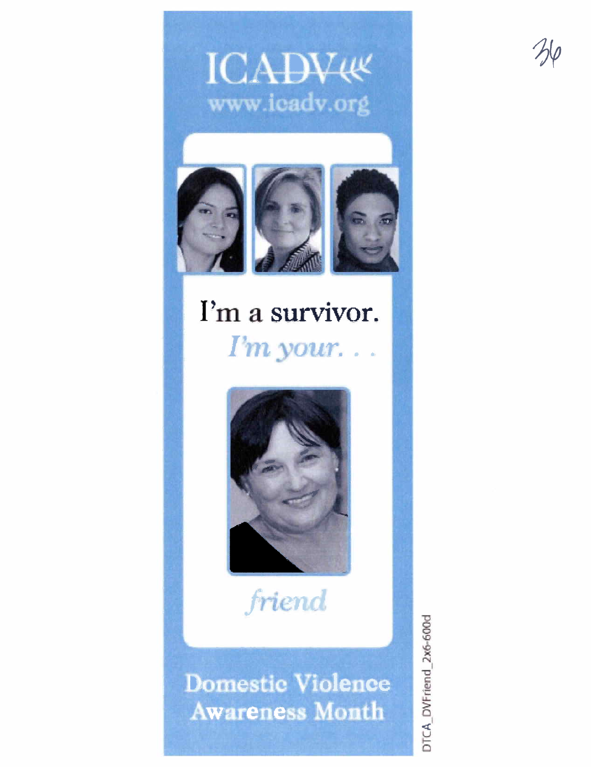ICADV

www.icadv.org

I'm a survivor.

*I'm your. . .*

*friend*

Domestic Violence Awareness Month

DTCA_DVFriend_2x6-600d